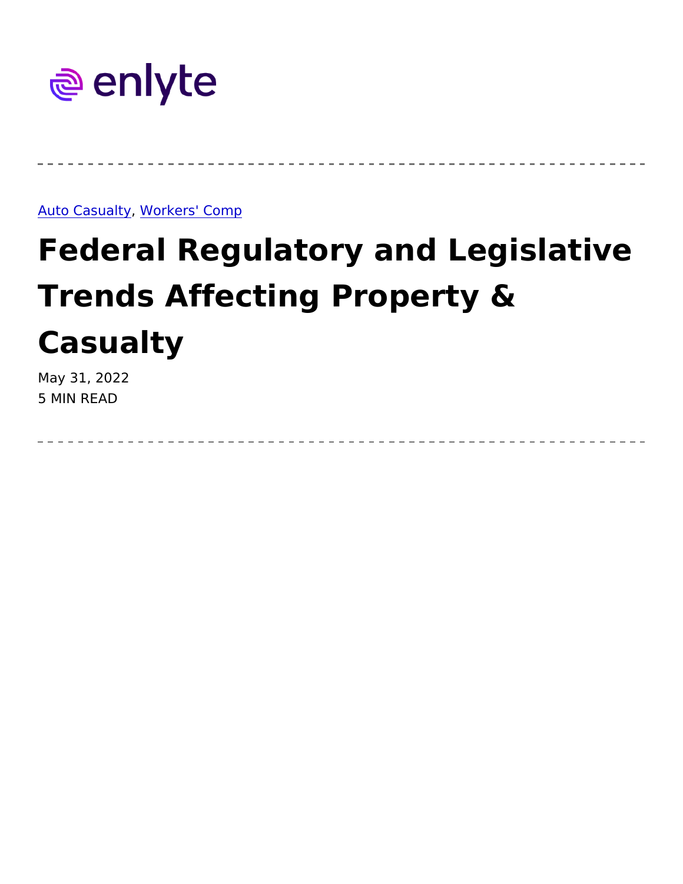enlyte

---

[Auto Casualty](), [Workers' Comp]()

# Federal Regulatory and Legislative Trends Affecting Property & Casualty

May 31, 2022
5 MIN READ

---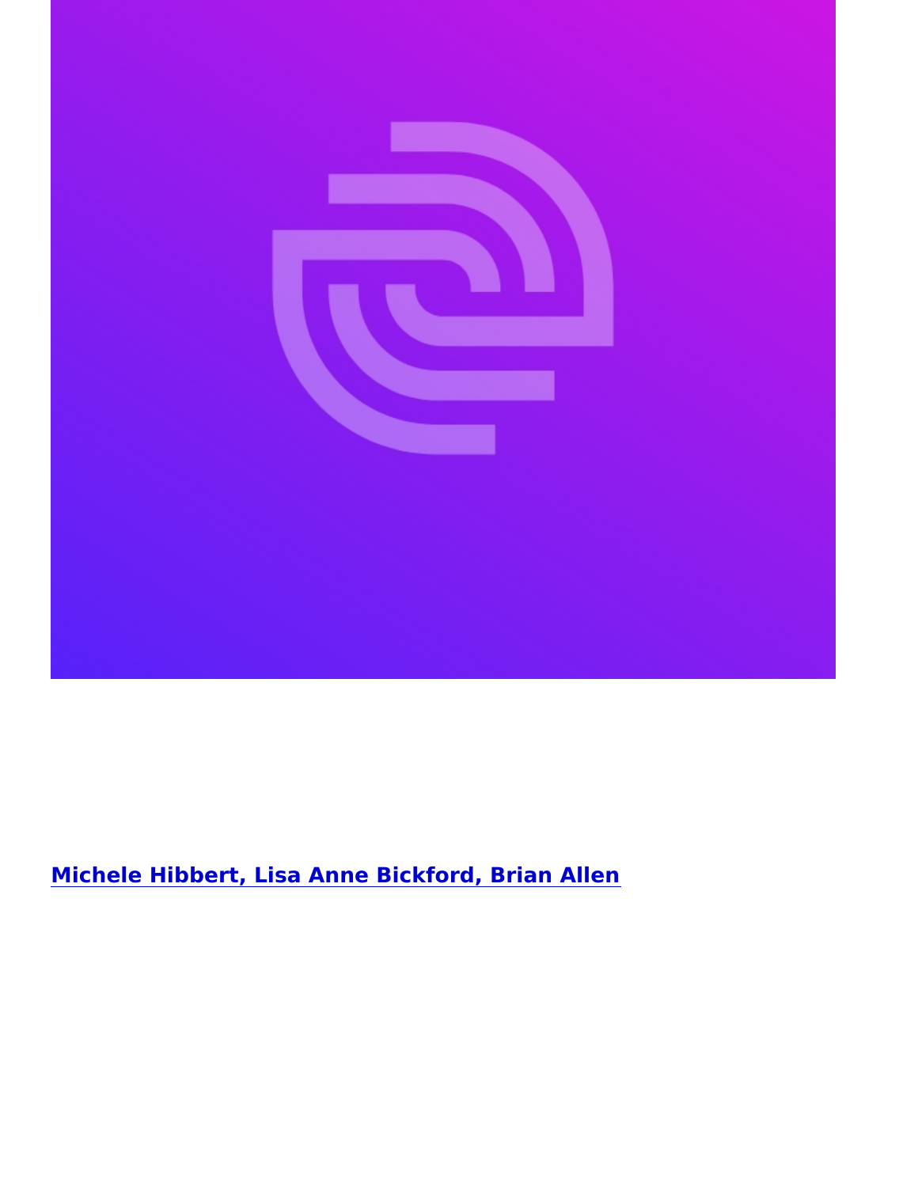[**Michele Hibbert, Lisa Anne Bickford, Brian Allen**]()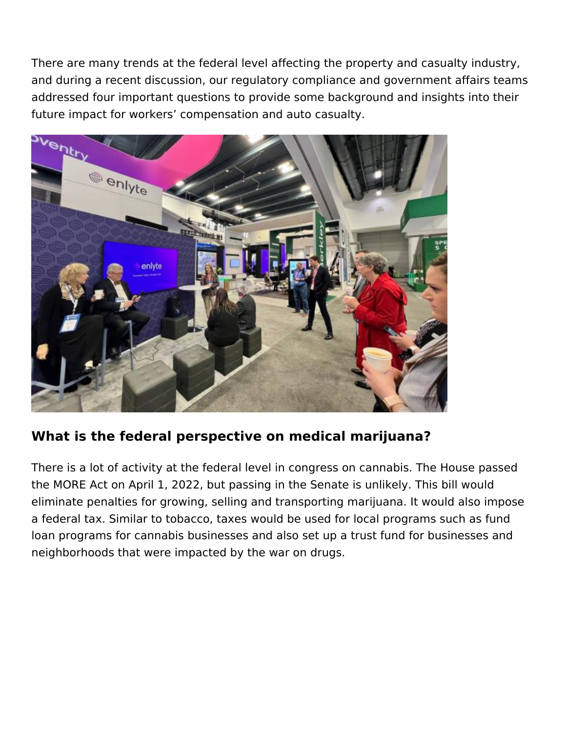There are many trends at the federal level affecting the property and casualty industry, and during a recent discussion, our regulatory compliance and government affairs teams addressed four important questions to provide some background and insights into their future impact for workers' compensation and auto casualty.

## What is the federal perspective on medical marijuana?

There is a lot of activity at the federal level in congress on cannabis. The House passed the MORE Act on April 1, 2022, but passing in the Senate is unlikely. This bill would eliminate penalties for growing, selling and transporting marijuana. It would also impose a federal tax. Similar to tobacco, taxes would be used for local programs such as fund loan programs for cannabis businesses and also set up a trust fund for businesses and neighborhoods that were impacted by the war on drugs.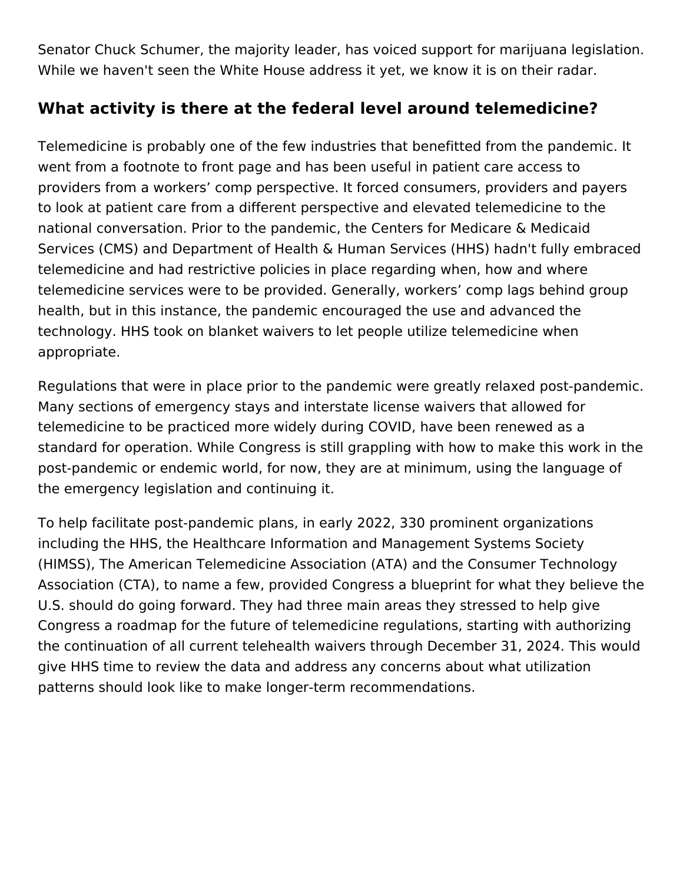Senator Chuck Schumer, the majority leader, has voiced support for marijuana legislation. While we haven't seen the White House address it yet, we know it is on their radar.

## What activity is there at the federal level around telemedicine?

Telemedicine is probably one of the few industries that benefitted from the pandemic. It went from a footnote to front page and has been useful in patient care access to providers from a workers' comp perspective. It forced consumers, providers and payers to look at patient care from a different perspective and elevated telemedicine to the national conversation. Prior to the pandemic, the Centers for Medicare & Medicaid Services (CMS) and Department of Health & Human Services (HHS) hadn't fully embraced telemedicine and had restrictive policies in place regarding when, how and where telemedicine services were to be provided. Generally, workers' comp lags behind group health, but in this instance, the pandemic encouraged the use and advanced the technology. HHS took on blanket waivers to let people utilize telemedicine when appropriate.

Regulations that were in place prior to the pandemic were greatly relaxed post-pandemic. Many sections of emergency stays and interstate license waivers that allowed for telemedicine to be practiced more widely during COVID, have been renewed as a standard for operation. While Congress is still grappling with how to make this work in the post-pandemic or endemic world, for now, they are at minimum, using the language of the emergency legislation and continuing it.

To help facilitate post-pandemic plans, in early 2022, 330 prominent organizations including the HHS, the Healthcare Information and Management Systems Society (HIMSS), The American Telemedicine Association (ATA) and the Consumer Technology Association (CTA), to name a few, provided Congress a blueprint for what they believe the U.S. should do going forward. They had three main areas they stressed to help give Congress a roadmap for the future of telemedicine regulations, starting with authorizing the continuation of all current telehealth waivers through December 31, 2024. This would give HHS time to review the data and address any concerns about what utilization patterns should look like to make longer-term recommendations.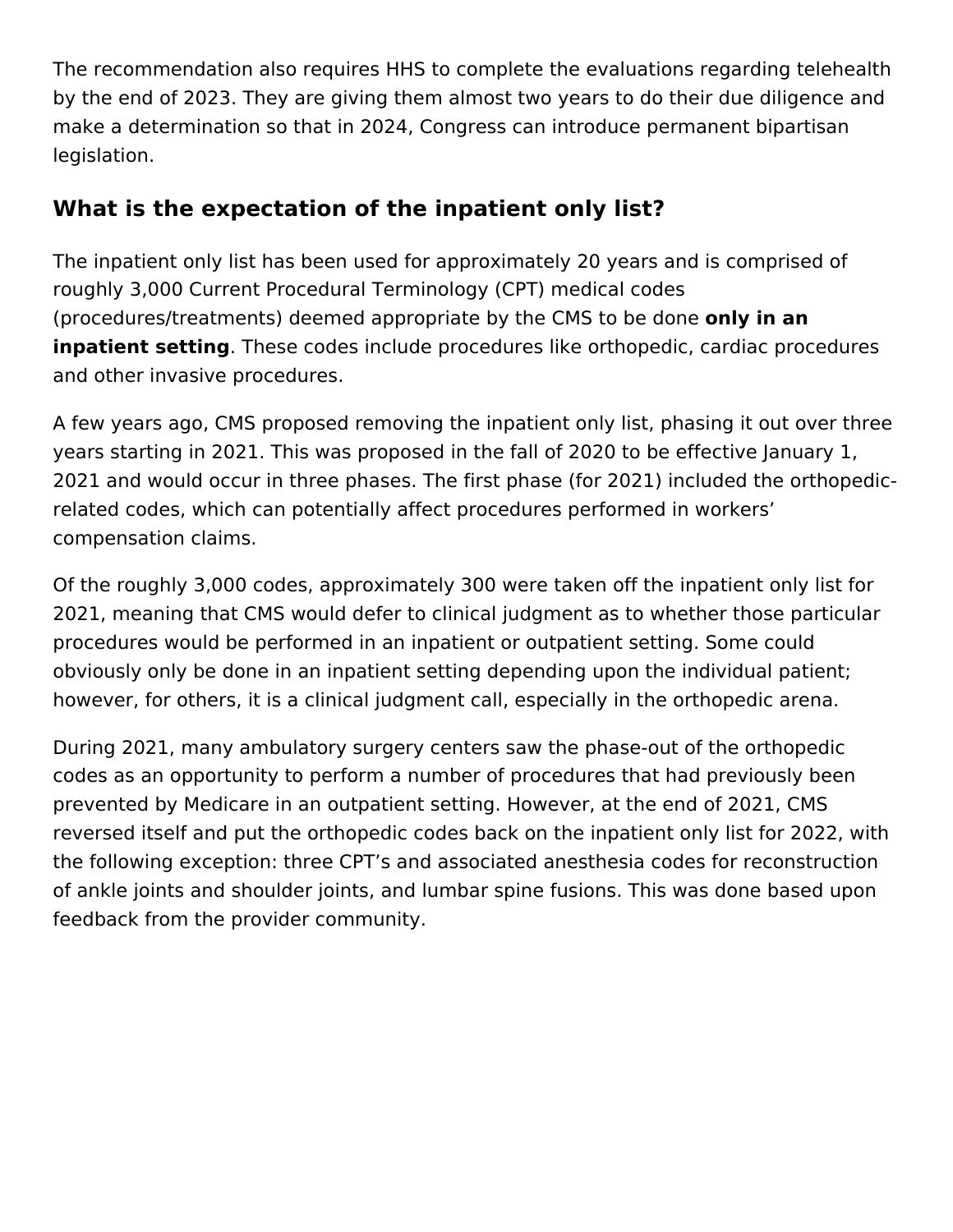The recommendation also requires HHS to complete the evaluations regarding telehealth by the end of 2023. They are giving them almost two years to do their due diligence and make a determination so that in 2024, Congress can introduce permanent bipartisan legislation.

## What is the expectation of the inpatient only list?

The inpatient only list has been used for approximately 20 years and is comprised of roughly 3,000 Current Procedural Terminology (CPT) medical codes (procedures/treatments) deemed appropriate by the CMS to be done **only in an inpatient setting**. These codes include procedures like orthopedic, cardiac procedures and other invasive procedures.

A few years ago, CMS proposed removing the inpatient only list, phasing it out over three years starting in 2021. This was proposed in the fall of 2020 to be effective January 1, 2021 and would occur in three phases. The first phase (for 2021) included the orthopedic-related codes, which can potentially affect procedures performed in workers' compensation claims.

Of the roughly 3,000 codes, approximately 300 were taken off the inpatient only list for 2021, meaning that CMS would defer to clinical judgment as to whether those particular procedures would be performed in an inpatient or outpatient setting. Some could obviously only be done in an inpatient setting depending upon the individual patient; however, for others, it is a clinical judgment call, especially in the orthopedic arena.

During 2021, many ambulatory surgery centers saw the phase-out of the orthopedic codes as an opportunity to perform a number of procedures that had previously been prevented by Medicare in an outpatient setting. However, at the end of 2021, CMS reversed itself and put the orthopedic codes back on the inpatient only list for 2022, with the following exception: three CPT's and associated anesthesia codes for reconstruction of ankle joints and shoulder joints, and lumbar spine fusions. This was done based upon feedback from the provider community.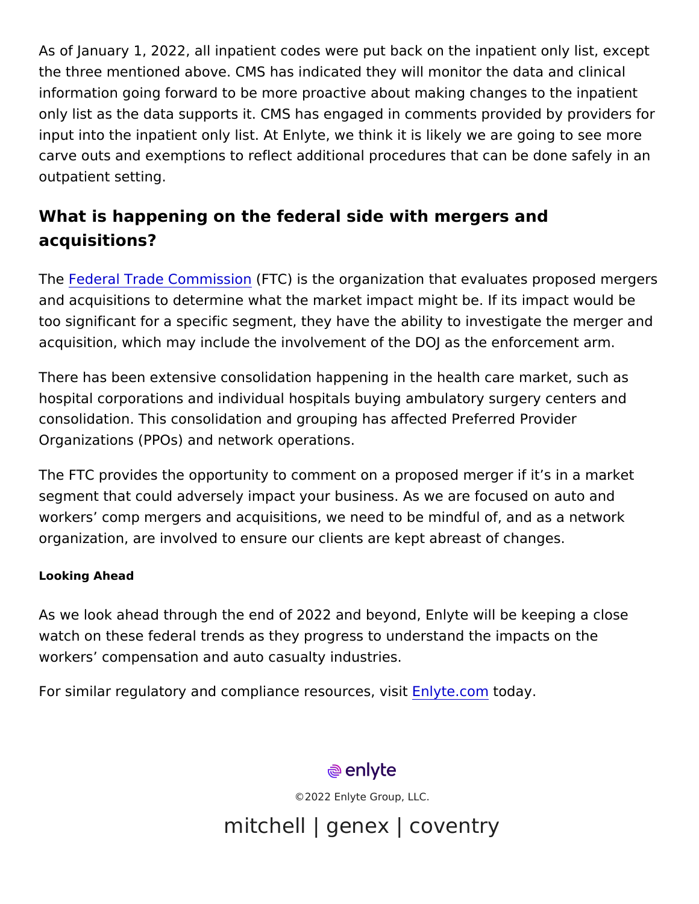As of January 1, 2022, all inpatient codes were put back on the inpatient only list, except the three mentioned above. CMS has indicated they will monitor the data and clinical information going forward to be more proactive about making changes to the inpatient only list as the data supports it. CMS has engaged in comments provided by providers for input into the inpatient only list. At Enlyte, we think it is likely we are going to see more carve outs and exemptions to reflect additional procedures that can be done safely in an outpatient setting.

## What is happening on the federal side with mergers and acquisitions?

The Federal Trade Commission (FTC) is the organization that evaluates proposed mergers and acquisitions to determine what the market impact might be. If its impact would be too significant for a specific segment, they have the ability to investigate the merger and acquisition, which may include the involvement of the DOJ as the enforcement arm.

There has been extensive consolidation happening in the health care market, such as hospital corporations and individual hospitals buying ambulatory surgery centers and consolidation. This consolidation and grouping has affected Preferred Provider Organizations (PPOs) and network operations.

The FTC provides the opportunity to comment on a proposed merger if it's in a market segment that could adversely impact your business. As we are focused on auto and workers' comp mergers and acquisitions, we need to be mindful of, and as a network organization, are involved to ensure our clients are kept abreast of changes.

#### Looking Ahead

As we look ahead through the end of 2022 and beyond, Enlyte will be keeping a close watch on these federal trends as they progress to understand the impacts on the workers' compensation and auto casualty industries.

For similar regulatory and compliance resources, visit Enlyte.com today.

enlyte

©2022 Enlyte Group, LLC.

mitchell | genex | coventry